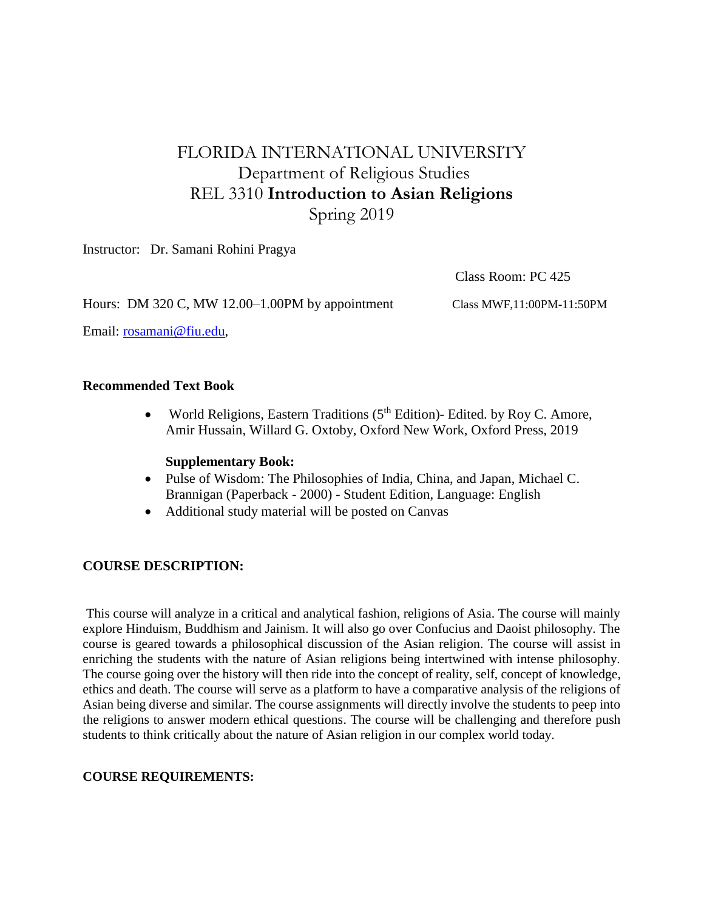# FLORIDA INTERNATIONAL UNIVERSITY

## Department of Religious Studies

## REL 3310 **Introduction to Asian Religions**

## Spring 2019

Instructor: Dr. Samani Rohini Pragya

Class Room: PC 425

Hours: DM 320 C, MW 12.00–1.00PM by appointment

Class MWF,11:00PM-11:50PM

Email: rosamani@fiu.edu,

**Recommended Text Book**

- World Religions, Eastern Traditions (5th Edition)- Edited. by Roy C. Amore, Amir Hussain, Willard G. Oxtoby, Oxford New Work, Oxford Press, 2019

**Supplementary Book:**

- Pulse of Wisdom: The Philosophies of India, China, and Japan, Michael C. Brannigan (Paperback - 2000) - Student Edition, Language: English
- Additional study material will be posted on Canvas

**COURSE DESCRIPTION:**

This course will analyze in a critical and analytical fashion, religions of Asia. The course will mainly explore Hinduism, Buddhism and Jainism. It will also go over Confucius and Daoist philosophy. The course is geared towards a philosophical discussion of the Asian religion. The course will assist in enriching the students with the nature of Asian religions being intertwined with intense philosophy. The course going over the history will then ride into the concept of reality, self, concept of knowledge, ethics and death. The course will serve as a platform to have a comparative analysis of the religions of Asian being diverse and similar. The course assignments will directly involve the students to peep into the religions to answer modern ethical questions. The course will be challenging and therefore push students to think critically about the nature of Asian religion in our complex world today.

**COURSE REQUIREMENTS:**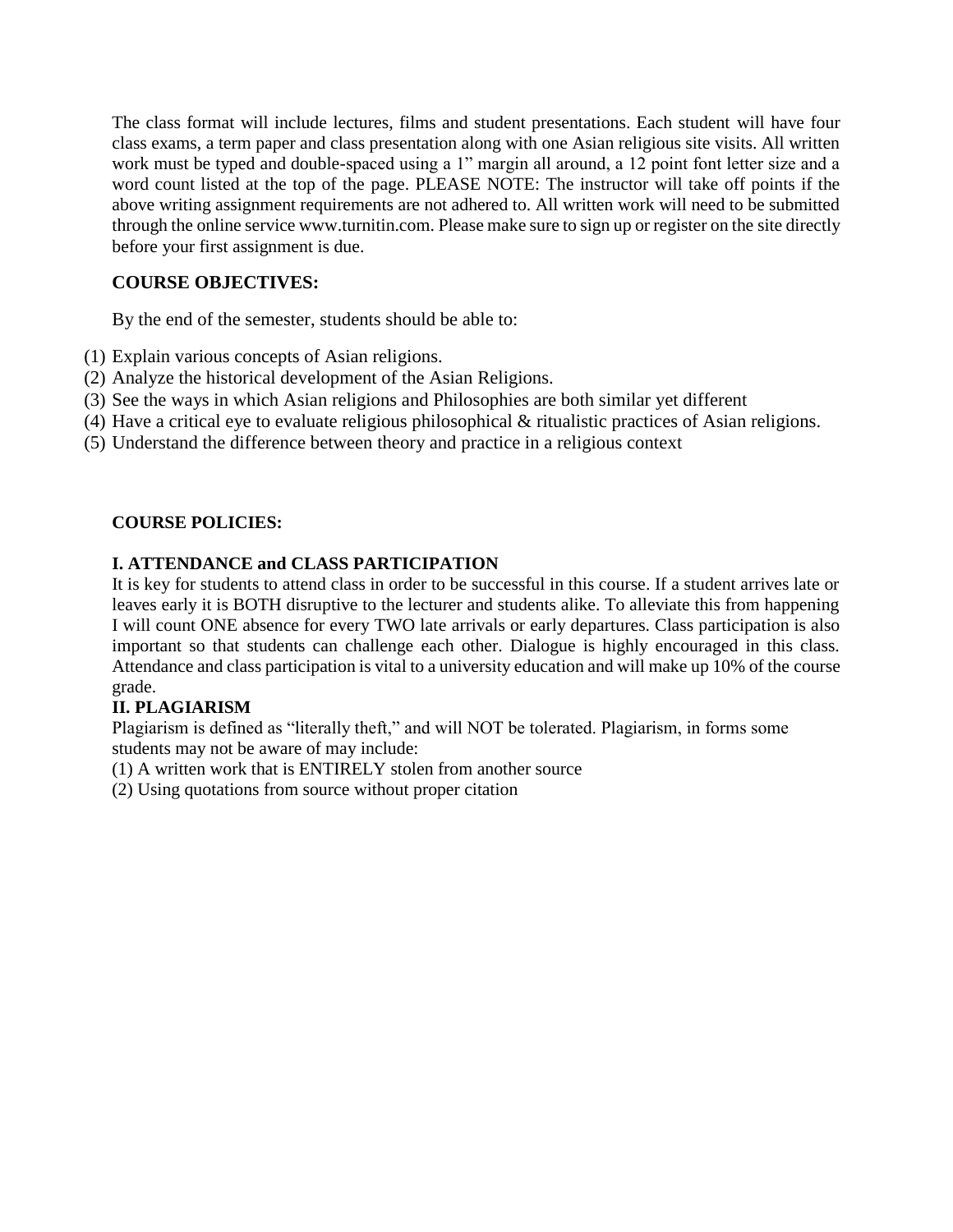The class format will include lectures, films and student presentations. Each student will have four class exams, a term paper and class presentation along with one Asian religious site visits. All written work must be typed and double-spaced using a 1" margin all around, a 12 point font letter size and a word count listed at the top of the page. PLEASE NOTE: The instructor will take off points if the above writing assignment requirements are not adhered to. All written work will need to be submitted through the online service www.turnitin.com. Please make sure to sign up or register on the site directly before your first assignment is due.

**COURSE OBJECTIVES:**

By the end of the semester, students should be able to:

(1) Explain various concepts of Asian religions.
(2) Analyze the historical development of the Asian Religions.
(3) See the ways in which Asian religions and Philosophies are both similar yet different
(4) Have a critical eye to evaluate religious philosophical & ritualistic practices of Asian religions.
(5) Understand the difference between theory and practice in a religious context

**COURSE POLICIES:**

**I. ATTENDANCE and CLASS PARTICIPATION**

It is key for students to attend class in order to be successful in this course. If a student arrives late or leaves early it is BOTH disruptive to the lecturer and students alike. To alleviate this from happening I will count ONE absence for every TWO late arrivals or early departures. Class participation is also important so that students can challenge each other. Dialogue is highly encouraged in this class. Attendance and class participation is vital to a university education and will make up 10% of the course grade.

**II. PLAGIARISM**

Plagiarism is defined as "literally theft," and will NOT be tolerated. Plagiarism, in forms some students may not be aware of may include:

(1) A written work that is ENTIRELY stolen from another source
(2) Using quotations from source without proper citation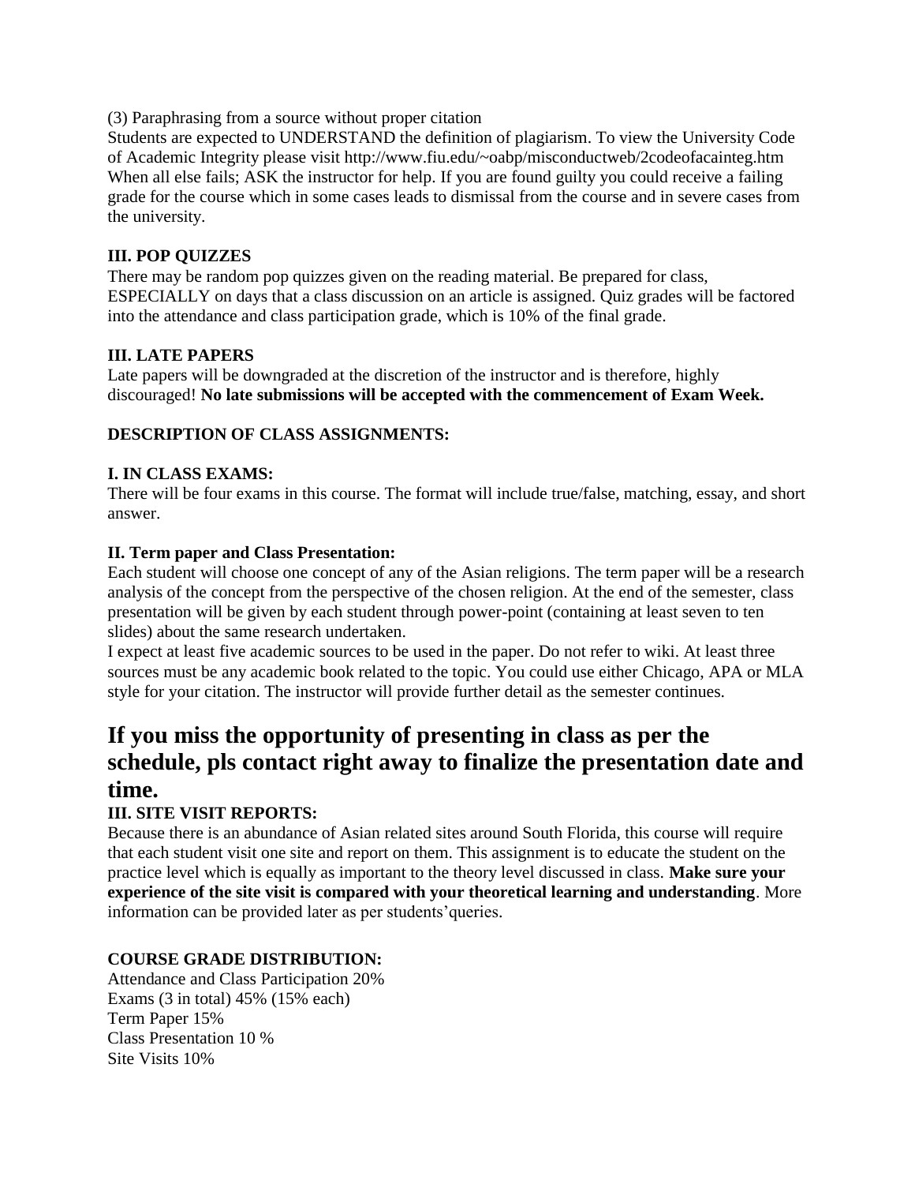(3) Paraphrasing from a source without proper citation
Students are expected to UNDERSTAND the definition of plagiarism. To view the University Code of Academic Integrity please visit http://www.fiu.edu/~oabp/misconductweb/2codeofacainteg.htm When all else fails; ASK the instructor for help. If you are found guilty you could receive a failing grade for the course which in some cases leads to dismissal from the course and in severe cases from the university.

**III. POP QUIZZES**
There may be random pop quizzes given on the reading material. Be prepared for class, ESPECIALLY on days that a class discussion on an article is assigned. Quiz grades will be factored into the attendance and class participation grade, which is 10% of the final grade.

**III. LATE PAPERS**
Late papers will be downgraded at the discretion of the instructor and is therefore, highly discouraged! **No late submissions will be accepted with the commencement of Exam Week.**

**DESCRIPTION OF CLASS ASSIGNMENTS:**

**I. IN CLASS EXAMS:**
There will be four exams in this course. The format will include true/false, matching, essay, and short answer.

**II. Term paper and Class Presentation:**
Each student will choose one concept of any of the Asian religions. The term paper will be a research analysis of the concept from the perspective of the chosen religion. At the end of the semester, class presentation will be given by each student through power-point (containing at least seven to ten slides) about the same research undertaken.
I expect at least five academic sources to be used in the paper. Do not refer to wiki. At least three sources must be any academic book related to the topic. You could use either Chicago, APA or MLA style for your citation. The instructor will provide further detail as the semester continues.

## If you miss the opportunity of presenting in class as per the schedule, pls contact right away to finalize the presentation date and time.

**III. SITE VISIT REPORTS:**
Because there is an abundance of Asian related sites around South Florida, this course will require that each student visit one site and report on them. This assignment is to educate the student on the practice level which is equally as important to the theory level discussed in class. **Make sure your experience of the site visit is compared with your theoretical learning and understanding**. More information can be provided later as per students'queries.

**COURSE GRADE DISTRIBUTION:**
Attendance and Class Participation 20%
Exams (3 in total) 45% (15% each)
Term Paper 15%
Class Presentation 10 %
Site Visits 10%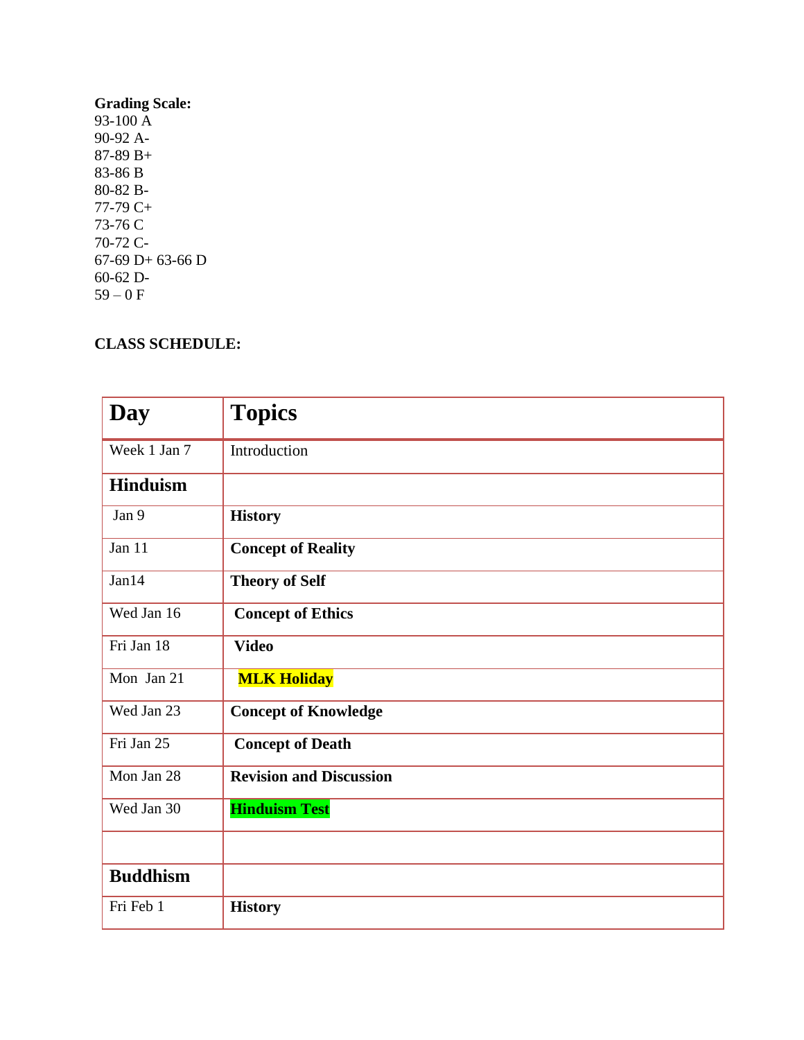**Grading Scale:**
93-100 A
90-92 A-
87-89 B+
83-86 B
80-82 B-
77-79 C+
73-76 C
70-72 C-
67-69 D+ 63-66 D
60-62 D-
59 – 0 F

**CLASS SCHEDULE:**

| Day | Topics |
|---|---|
| Week 1 Jan 7 | Introduction |
| **Hinduism** | |
| Jan 9 | **History** |
| Jan 11 | **Concept of Reality** |
| Jan14 | **Theory of Self** |
| Wed Jan 16 | **Concept of Ethics** |
| Fri Jan 18 | **Video** |
| Mon Jan 21 | **MLK Holiday** |
| Wed Jan 23 | **Concept of Knowledge** |
| Fri Jan 25 | **Concept of Death** |
| Mon Jan 28 | **Revision and Discussion** |
| Wed Jan 30 | **Hinduism Test** |
| | |
| **Buddhism** | |
| Fri Feb 1 | **History** |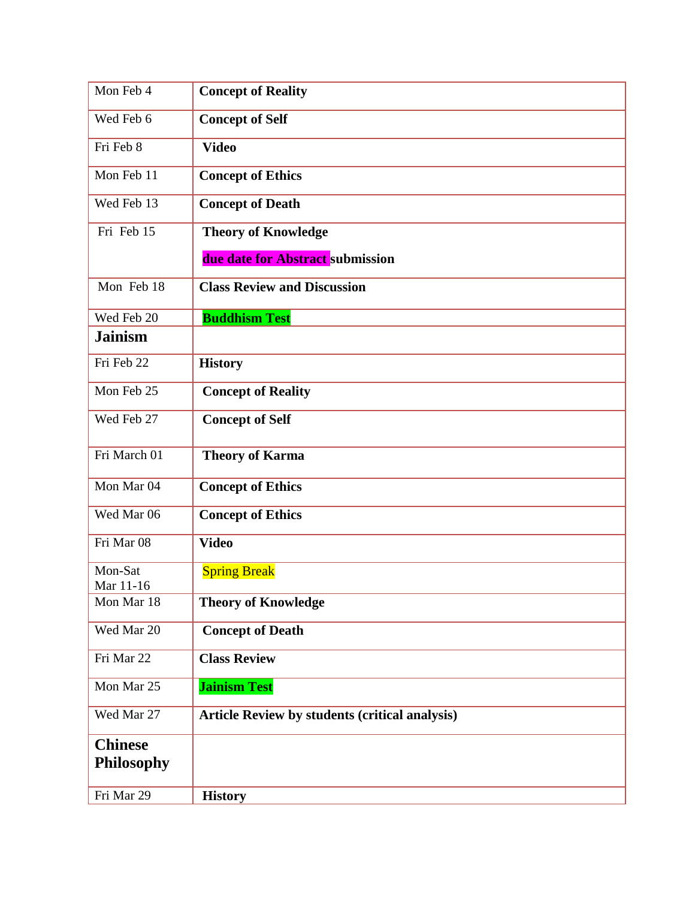| Mon Feb 4 | **Concept of Reality** |
|---|---|
| Wed Feb 6 | **Concept of Self** |
| Fri Feb 8 | **Video** |
| Mon Feb 11 | **Concept of Ethics** |
| Wed Feb 13 | **Concept of Death** |
| Fri Feb 15 | **Theory of Knowledge**<br>**due date for Abstract submission** |
| Mon Feb 18 | **Class Review and Discussion** |
| Wed Feb 20 | **Buddhism Test** |
| **Jainism** | |
| Fri Feb 22 | **History** |
| Mon Feb 25 | **Concept of Reality** |
| Wed Feb 27 | **Concept of Self** |
| Fri March 01 | **Theory of Karma** |
| Mon Mar 04 | **Concept of Ethics** |
| Wed Mar 06 | **Concept of Ethics** |
| Fri Mar 08 | **Video** |
| Mon-Sat Mar 11-16 | Spring Break |
| Mon Mar 18 | **Theory of Knowledge** |
| Wed Mar 20 | **Concept of Death** |
| Fri Mar 22 | **Class Review** |
| Mon Mar 25 | **Jainism Test** |
| Wed Mar 27 | **Article Review by students (critical analysis)** |
| **Chinese Philosophy** | |
| Fri Mar 29 | **History** |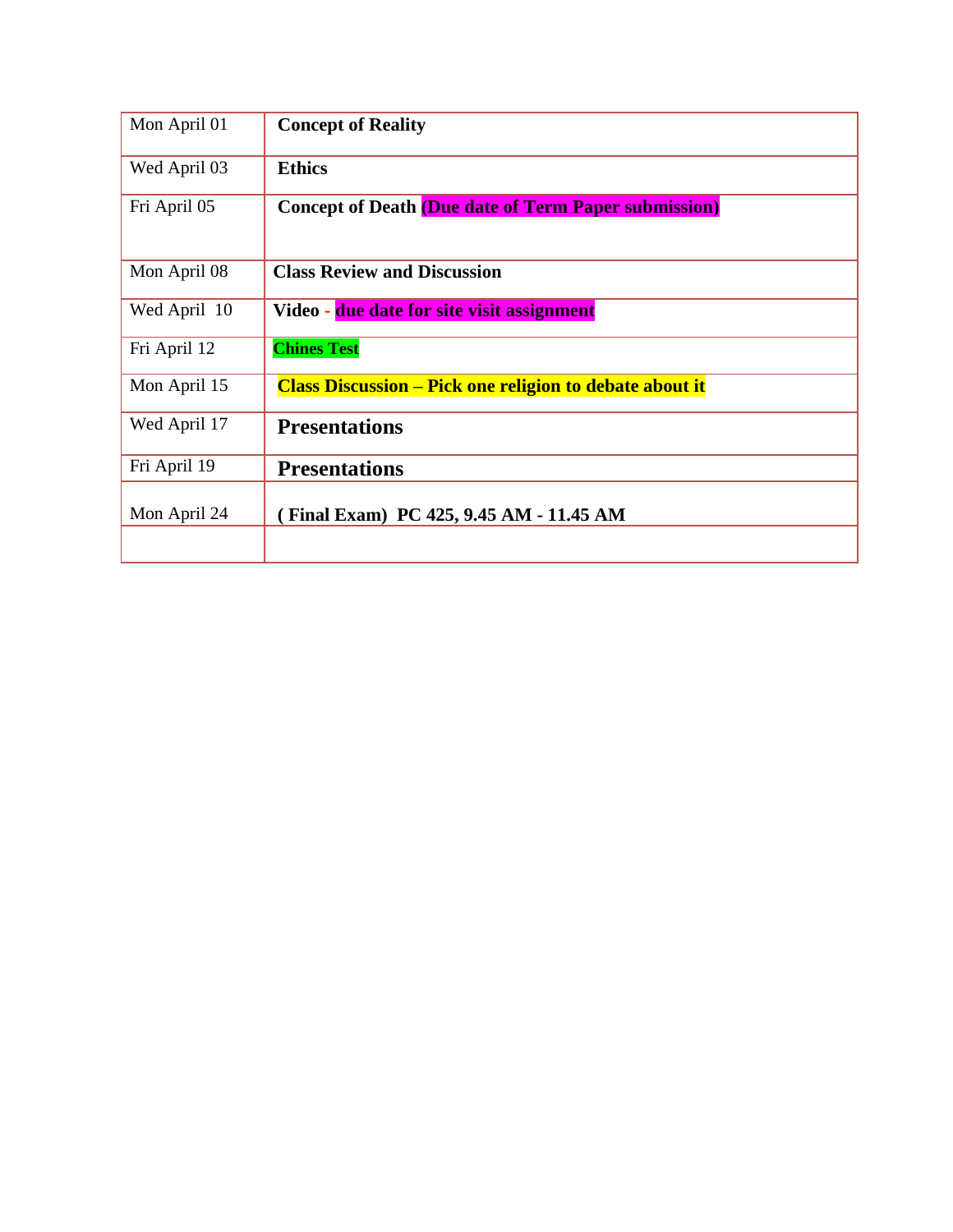| | |
|---|---|
| Mon April 01 | **Concept of Reality** |
| Wed April 03 | **Ethics** |
| Fri April 05 | **Concept of Death (Due date of Term Paper submission)** |
| Mon April 08 | **Class Review and Discussion** |
| Wed April 10 | **Video - due date for site visit assignment** |
| Fri April 12 | **Chines Test** |
| Mon April 15 | **Class Discussion – Pick one religion to debate about it** |
| Wed April 17 | **Presentations** |
| Fri April 19 | **Presentations** |
| Mon April 24 | **( Final Exam) PC 425, 9.45 AM - 11.45 AM** |
| | |